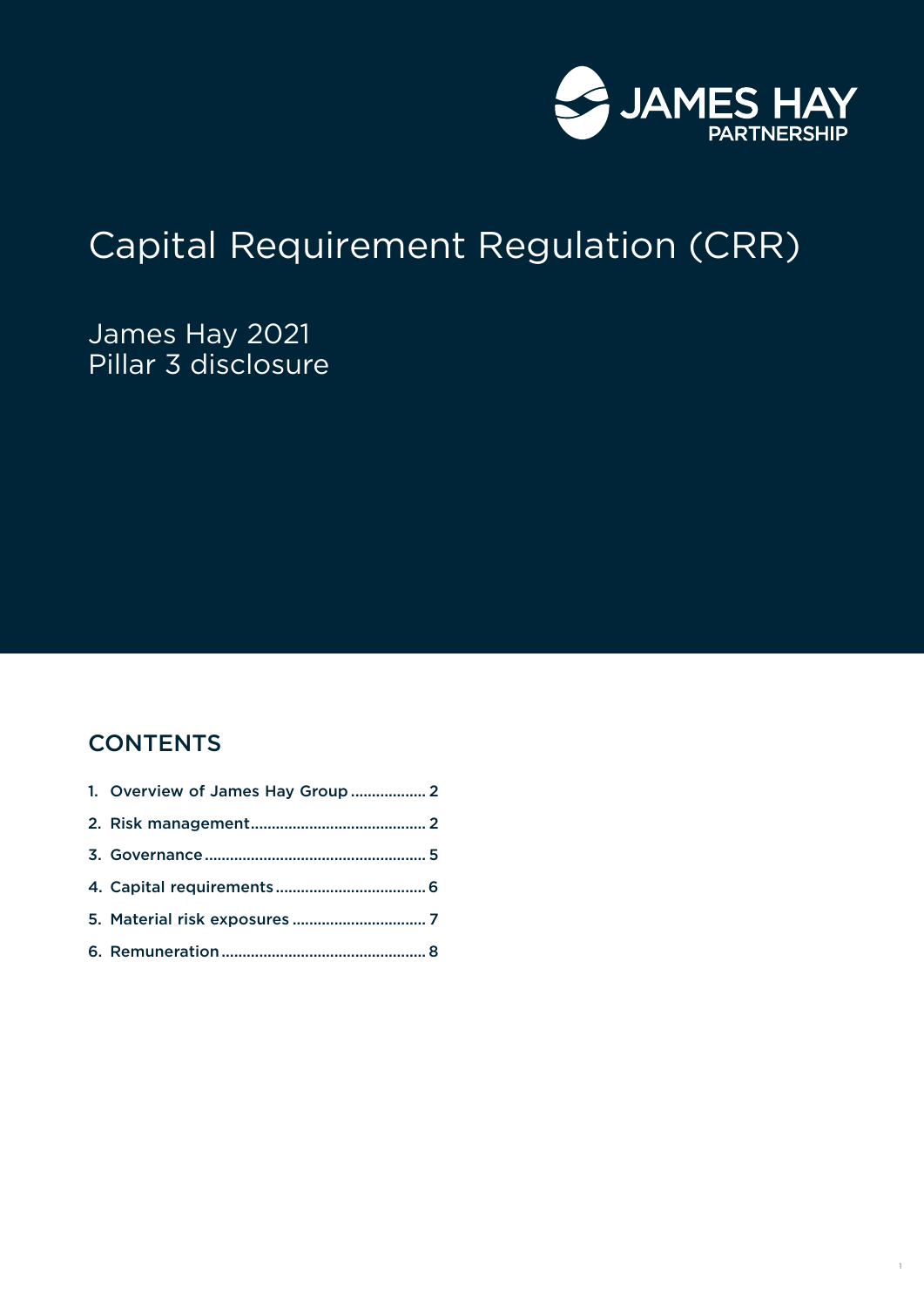JAMES HAY PARTNERSHIP

# Capital Requirement Regulation (CRR)

James Hay 2021
Pillar 3 disclosure

## CONTENTS

1. Overview of James Hay Group .................. 2
2. Risk management .......................................... 2
3. Governance .................................................... 5
4. Capital requirements .................................... 6
5. Material risk exposures ................................ 7
6. Remuneration ................................................ 8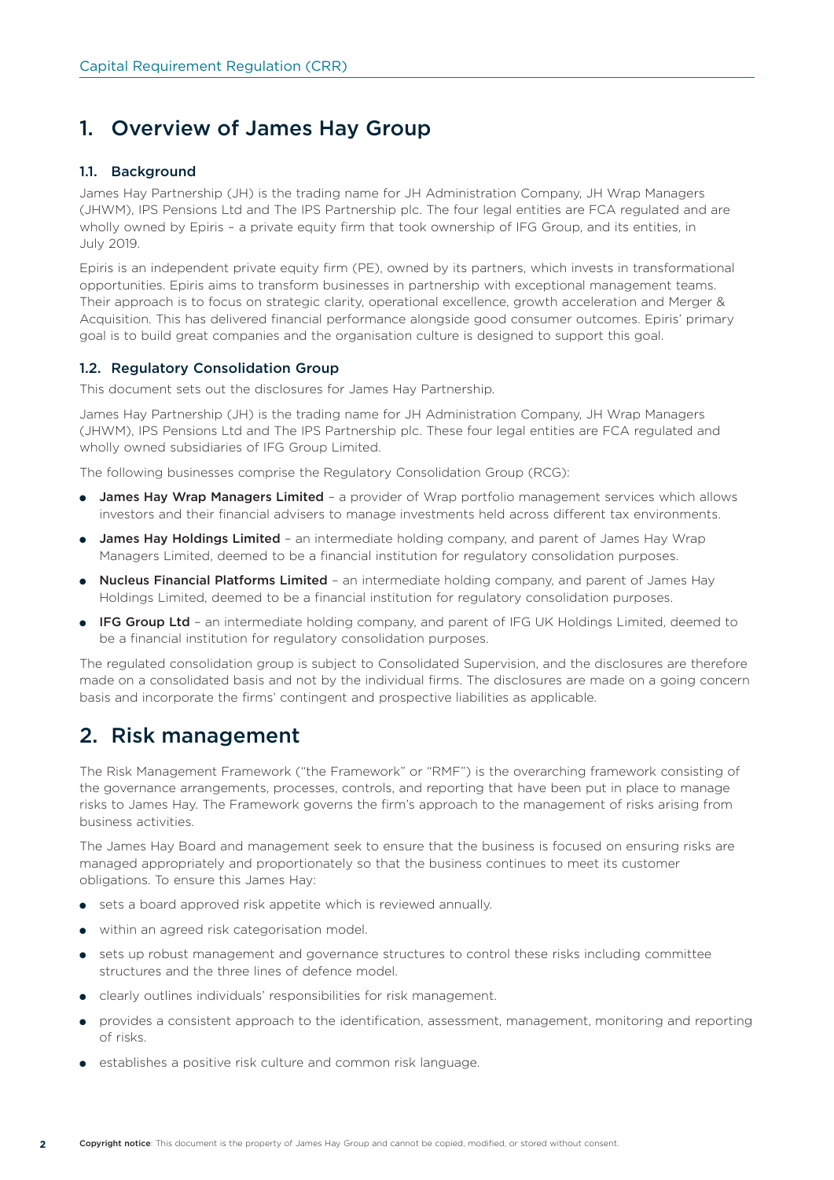# 1. Overview of James Hay Group

## 1.1. Background

James Hay Partnership (JH) is the trading name for JH Administration Company, JH Wrap Managers (JHWM), IPS Pensions Ltd and The IPS Partnership plc. The four legal entities are FCA regulated and are wholly owned by Epiris – a private equity firm that took ownership of IFG Group, and its entities, in July 2019.

Epiris is an independent private equity firm (PE), owned by its partners, which invests in transformational opportunities. Epiris aims to transform businesses in partnership with exceptional management teams. Their approach is to focus on strategic clarity, operational excellence, growth acceleration and Merger & Acquisition. This has delivered financial performance alongside good consumer outcomes. Epiris' primary goal is to build great companies and the organisation culture is designed to support this goal.

## 1.2. Regulatory Consolidation Group

This document sets out the disclosures for James Hay Partnership.

James Hay Partnership (JH) is the trading name for JH Administration Company, JH Wrap Managers (JHWM), IPS Pensions Ltd and The IPS Partnership plc. These four legal entities are FCA regulated and wholly owned subsidiaries of IFG Group Limited.

The following businesses comprise the Regulatory Consolidation Group (RCG):

- **James Hay Wrap Managers Limited** – a provider of Wrap portfolio management services which allows investors and their financial advisers to manage investments held across different tax environments.
- **James Hay Holdings Limited** – an intermediate holding company, and parent of James Hay Wrap Managers Limited, deemed to be a financial institution for regulatory consolidation purposes.
- **Nucleus Financial Platforms Limited** – an intermediate holding company, and parent of James Hay Holdings Limited, deemed to be a financial institution for regulatory consolidation purposes.
- **IFG Group Ltd** – an intermediate holding company, and parent of IFG UK Holdings Limited, deemed to be a financial institution for regulatory consolidation purposes.

The regulated consolidation group is subject to Consolidated Supervision, and the disclosures are therefore made on a consolidated basis and not by the individual firms. The disclosures are made on a going concern basis and incorporate the firms' contingent and prospective liabilities as applicable.

# 2. Risk management

The Risk Management Framework ("the Framework" or "RMF") is the overarching framework consisting of the governance arrangements, processes, controls, and reporting that have been put in place to manage risks to James Hay. The Framework governs the firm's approach to the management of risks arising from business activities.

The James Hay Board and management seek to ensure that the business is focused on ensuring risks are managed appropriately and proportionately so that the business continues to meet its customer obligations. To ensure this James Hay:

- sets a board approved risk appetite which is reviewed annually.
- within an agreed risk categorisation model.
- sets up robust management and governance structures to control these risks including committee structures and the three lines of defence model.
- clearly outlines individuals' responsibilities for risk management.
- provides a consistent approach to the identification, assessment, management, monitoring and reporting of risks.
- establishes a positive risk culture and common risk language.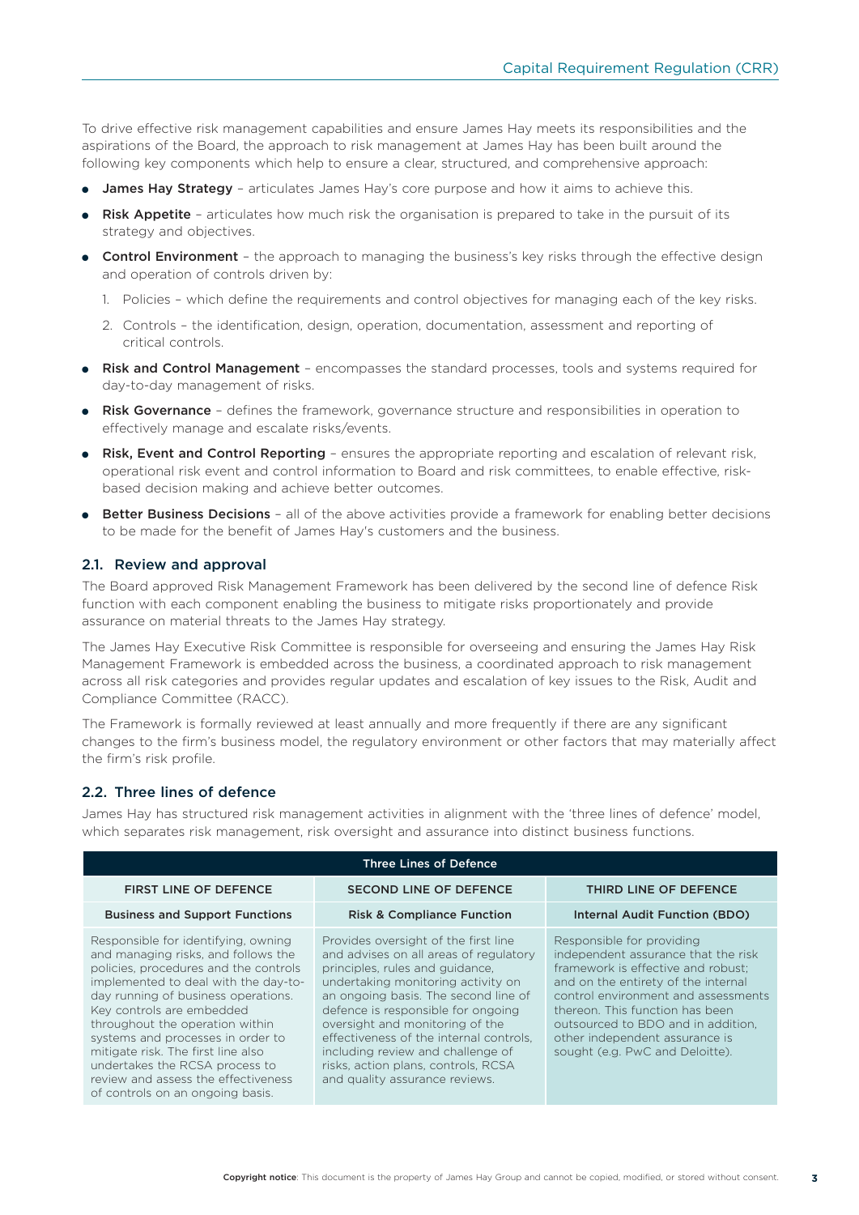To drive effective risk management capabilities and ensure James Hay meets its responsibilities and the aspirations of the Board, the approach to risk management at James Hay has been built around the following key components which help to ensure a clear, structured, and comprehensive approach:

- **James Hay Strategy** – articulates James Hay's core purpose and how it aims to achieve this.
- **Risk Appetite** – articulates how much risk the organisation is prepared to take in the pursuit of its strategy and objectives.
- **Control Environment** – the approach to managing the business's key risks through the effective design and operation of controls driven by:
  1. Policies – which define the requirements and control objectives for managing each of the key risks.
  2. Controls – the identification, design, operation, documentation, assessment and reporting of critical controls.
- **Risk and Control Management** – encompasses the standard processes, tools and systems required for day-to-day management of risks.
- **Risk Governance** – defines the framework, governance structure and responsibilities in operation to effectively manage and escalate risks/events.
- **Risk, Event and Control Reporting** – ensures the appropriate reporting and escalation of relevant risk, operational risk event and control information to Board and risk committees, to enable effective, risk-based decision making and achieve better outcomes.
- **Better Business Decisions** – all of the above activities provide a framework for enabling better decisions to be made for the benefit of James Hay's customers and the business.

## 2.1. Review and approval

The Board approved Risk Management Framework has been delivered by the second line of defence Risk function with each component enabling the business to mitigate risks proportionately and provide assurance on material threats to the James Hay strategy.

The James Hay Executive Risk Committee is responsible for overseeing and ensuring the James Hay Risk Management Framework is embedded across the business, a coordinated approach to risk management across all risk categories and provides regular updates and escalation of key issues to the Risk, Audit and Compliance Committee (RACC).

The Framework is formally reviewed at least annually and more frequently if there are any significant changes to the firm's business model, the regulatory environment or other factors that may materially affect the firm's risk profile.

## 2.2. Three lines of defence

James Hay has structured risk management activities in alignment with the 'three lines of defence' model, which separates risk management, risk oversight and assurance into distinct business functions.

| Three Lines of Defence | | |
|---|---|---|
| **FIRST LINE OF DEFENCE** | **SECOND LINE OF DEFENCE** | **THIRD LINE OF DEFENCE** |
| **Business and Support Functions** | **Risk & Compliance Function** | **Internal Audit Function (BDO)** |
| Responsible for identifying, owning and managing risks, and follows the policies, procedures and the controls implemented to deal with the day-to-day running of business operations. Key controls are embedded throughout the operation within systems and processes in order to mitigate risk. The first line also undertakes the RCSA process to review and assess the effectiveness of controls on an ongoing basis. | Provides oversight of the first line and advises on all areas of regulatory principles, rules and guidance, undertaking monitoring activity on an ongoing basis. The second line of defence is responsible for ongoing oversight and monitoring of the effectiveness of the internal controls, including review and challenge of risks, action plans, controls, RCSA and quality assurance reviews. | Responsible for providing independent assurance that the risk framework is effective and robust; and on the entirety of the internal control environment and assessments thereon. This function has been outsourced to BDO and in addition, other independent assurance is sought (e.g. PwC and Deloitte). |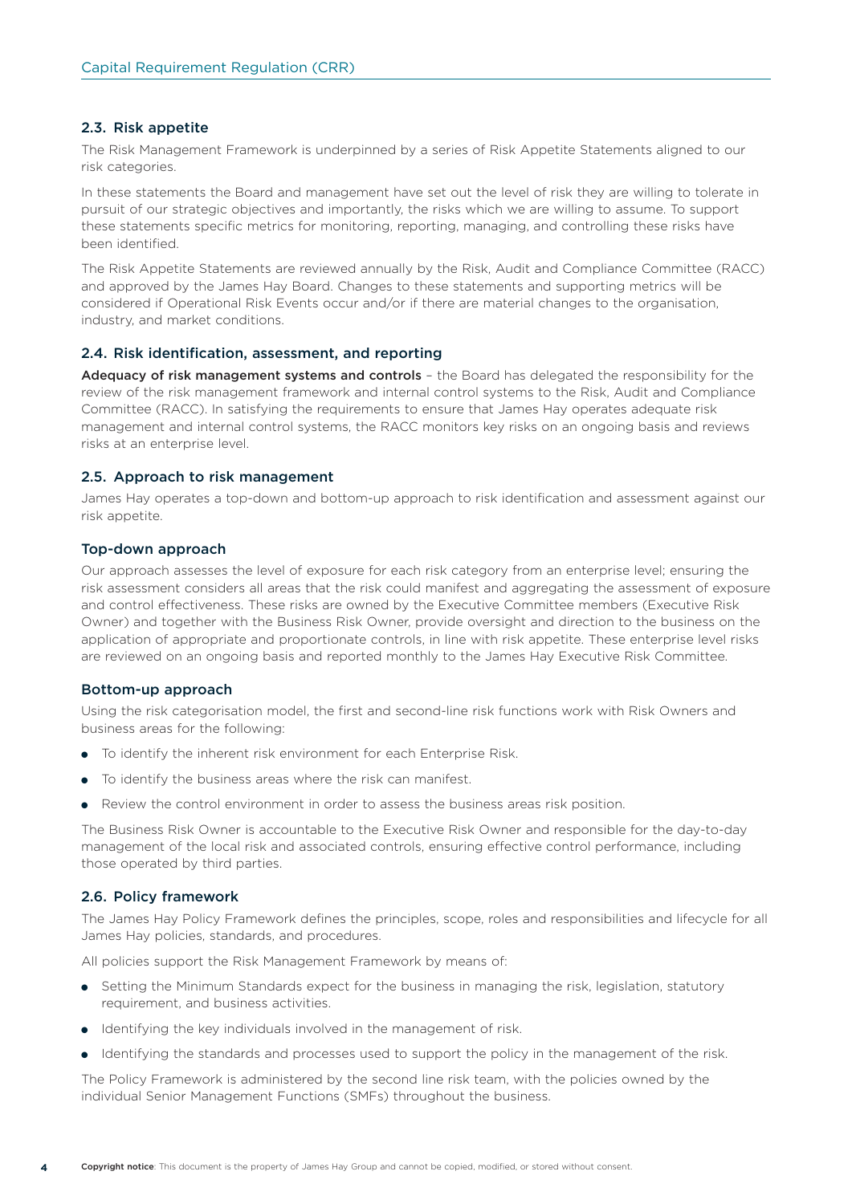## 2.3. Risk appetite

The Risk Management Framework is underpinned by a series of Risk Appetite Statements aligned to our risk categories.

In these statements the Board and management have set out the level of risk they are willing to tolerate in pursuit of our strategic objectives and importantly, the risks which we are willing to assume. To support these statements specific metrics for monitoring, reporting, managing, and controlling these risks have been identified.

The Risk Appetite Statements are reviewed annually by the Risk, Audit and Compliance Committee (RACC) and approved by the James Hay Board. Changes to these statements and supporting metrics will be considered if Operational Risk Events occur and/or if there are material changes to the organisation, industry, and market conditions.

## 2.4. Risk identification, assessment, and reporting

**Adequacy of risk management systems and controls** – the Board has delegated the responsibility for the review of the risk management framework and internal control systems to the Risk, Audit and Compliance Committee (RACC). In satisfying the requirements to ensure that James Hay operates adequate risk management and internal control systems, the RACC monitors key risks on an ongoing basis and reviews risks at an enterprise level.

## 2.5. Approach to risk management

James Hay operates a top-down and bottom-up approach to risk identification and assessment against our risk appetite.

### Top-down approach

Our approach assesses the level of exposure for each risk category from an enterprise level; ensuring the risk assessment considers all areas that the risk could manifest and aggregating the assessment of exposure and control effectiveness. These risks are owned by the Executive Committee members (Executive Risk Owner) and together with the Business Risk Owner, provide oversight and direction to the business on the application of appropriate and proportionate controls, in line with risk appetite. These enterprise level risks are reviewed on an ongoing basis and reported monthly to the James Hay Executive Risk Committee.

### Bottom-up approach

Using the risk categorisation model, the first and second-line risk functions work with Risk Owners and business areas for the following:

- To identify the inherent risk environment for each Enterprise Risk.
- To identify the business areas where the risk can manifest.
- Review the control environment in order to assess the business areas risk position.

The Business Risk Owner is accountable to the Executive Risk Owner and responsible for the day-to-day management of the local risk and associated controls, ensuring effective control performance, including those operated by third parties.

## 2.6. Policy framework

The James Hay Policy Framework defines the principles, scope, roles and responsibilities and lifecycle for all James Hay policies, standards, and procedures.

All policies support the Risk Management Framework by means of:

- Setting the Minimum Standards expect for the business in managing the risk, legislation, statutory requirement, and business activities.
- Identifying the key individuals involved in the management of risk.
- Identifying the standards and processes used to support the policy in the management of the risk.

The Policy Framework is administered by the second line risk team, with the policies owned by the individual Senior Management Functions (SMFs) throughout the business.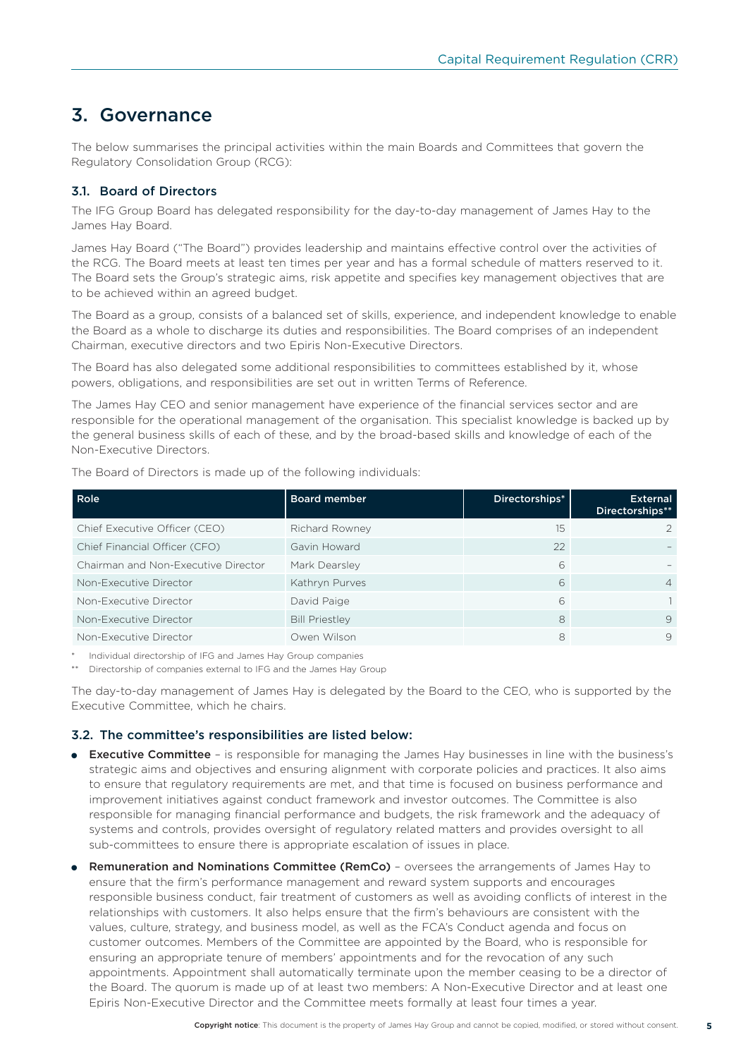## 3. Governance

The below summarises the principal activities within the main Boards and Committees that govern the Regulatory Consolidation Group (RCG):

### 3.1. Board of Directors

The IFG Group Board has delegated responsibility for the day-to-day management of James Hay to the James Hay Board.

James Hay Board ("The Board") provides leadership and maintains effective control over the activities of the RCG. The Board meets at least ten times per year and has a formal schedule of matters reserved to it. The Board sets the Group's strategic aims, risk appetite and specifies key management objectives that are to be achieved within an agreed budget.

The Board as a group, consists of a balanced set of skills, experience, and independent knowledge to enable the Board as a whole to discharge its duties and responsibilities. The Board comprises of an independent Chairman, executive directors and two Epiris Non-Executive Directors.

The Board has also delegated some additional responsibilities to committees established by it, whose powers, obligations, and responsibilities are set out in written Terms of Reference.

The James Hay CEO and senior management have experience of the financial services sector and are responsible for the operational management of the organisation. This specialist knowledge is backed up by the general business skills of each of these, and by the broad-based skills and knowledge of each of the Non-Executive Directors.

The Board of Directors is made up of the following individuals:

| Role | Board member | Directorships* | External Directorships** |
|---|---|---|---|
| Chief Executive Officer (CEO) | Richard Rowney | 15 | 2 |
| Chief Financial Officer (CFO) | Gavin Howard | 22 | – |
| Chairman and Non-Executive Director | Mark Dearsley | 6 | – |
| Non-Executive Director | Kathryn Purves | 6 | 4 |
| Non-Executive Director | David Paige | 6 | 1 |
| Non-Executive Director | Bill Priestley | 8 | 9 |
| Non-Executive Director | Owen Wilson | 8 | 9 |

\* Individual directorship of IFG and James Hay Group companies

\*\* Directorship of companies external to IFG and the James Hay Group

The day-to-day management of James Hay is delegated by the Board to the CEO, who is supported by the Executive Committee, which he chairs.

### 3.2. The committee's responsibilities are listed below:

- **Executive Committee** – is responsible for managing the James Hay businesses in line with the business's strategic aims and objectives and ensuring alignment with corporate policies and practices. It also aims to ensure that regulatory requirements are met, and that time is focused on business performance and improvement initiatives against conduct framework and investor outcomes. The Committee is also responsible for managing financial performance and budgets, the risk framework and the adequacy of systems and controls, provides oversight of regulatory related matters and provides oversight to all sub-committees to ensure there is appropriate escalation of issues in place.
- **Remuneration and Nominations Committee (RemCo)** – oversees the arrangements of James Hay to ensure that the firm's performance management and reward system supports and encourages responsible business conduct, fair treatment of customers as well as avoiding conflicts of interest in the relationships with customers. It also helps ensure that the firm's behaviours are consistent with the values, culture, strategy, and business model, as well as the FCA's Conduct agenda and focus on customer outcomes. Members of the Committee are appointed by the Board, who is responsible for ensuring an appropriate tenure of members' appointments and for the revocation of any such appointments. Appointment shall automatically terminate upon the member ceasing to be a director of the Board. The quorum is made up of at least two members: A Non-Executive Director and at least one Epiris Non-Executive Director and the Committee meets formally at least four times a year.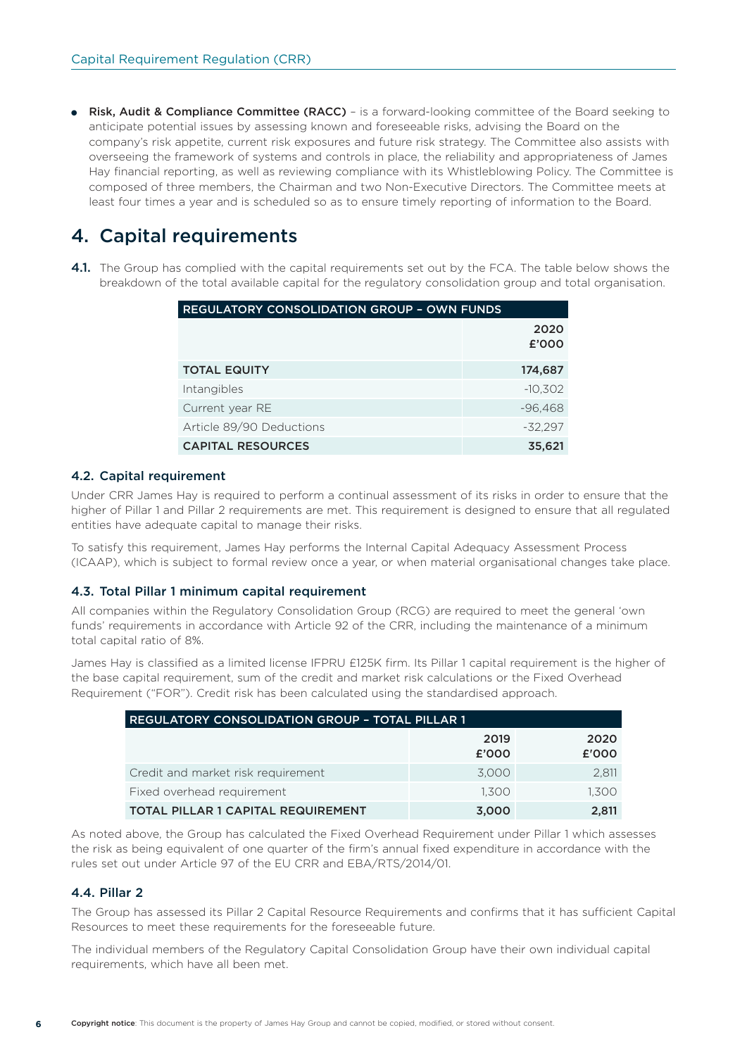- **Risk, Audit & Compliance Committee (RACC)** – is a forward-looking committee of the Board seeking to anticipate potential issues by assessing known and foreseeable risks, advising the Board on the company's risk appetite, current risk exposures and future risk strategy. The Committee also assists with overseeing the framework of systems and controls in place, the reliability and appropriateness of James Hay financial reporting, as well as reviewing compliance with its Whistleblowing Policy. The Committee is composed of three members, the Chairman and two Non-Executive Directors. The Committee meets at least four times a year and is scheduled so as to ensure timely reporting of information to the Board.

# 4. Capital requirements

**4.1.** The Group has complied with the capital requirements set out by the FCA. The table below shows the breakdown of the total available capital for the regulatory consolidation group and total organisation.

| REGULATORY CONSOLIDATION GROUP – OWN FUNDS | 2020 £'000 |
|---|---|
| **TOTAL EQUITY** | **174,687** |
| Intangibles | -10,302 |
| Current year RE | -96,468 |
| Article 89/90 Deductions | -32,297 |
| **CAPITAL RESOURCES** | **35,621** |

### 4.2. Capital requirement

Under CRR James Hay is required to perform a continual assessment of its risks in order to ensure that the higher of Pillar 1 and Pillar 2 requirements are met. This requirement is designed to ensure that all regulated entities have adequate capital to manage their risks.

To satisfy this requirement, James Hay performs the Internal Capital Adequacy Assessment Process (ICAAP), which is subject to formal review once a year, or when material organisational changes take place.

### 4.3. Total Pillar 1 minimum capital requirement

All companies within the Regulatory Consolidation Group (RCG) are required to meet the general 'own funds' requirements in accordance with Article 92 of the CRR, including the maintenance of a minimum total capital ratio of 8%.

James Hay is classified as a limited license IFPRU £125K firm. Its Pillar 1 capital requirement is the higher of the base capital requirement, sum of the credit and market risk calculations or the Fixed Overhead Requirement ("FOR"). Credit risk has been calculated using the standardised approach.

| REGULATORY CONSOLIDATION GROUP – TOTAL PILLAR 1 | 2019 £'000 | 2020 £'000 |
|---|---|---|
| Credit and market risk requirement | 3,000 | 2,811 |
| Fixed overhead requirement | 1,300 | 1,300 |
| **TOTAL PILLAR 1 CAPITAL REQUIREMENT** | **3,000** | **2,811** |

As noted above, the Group has calculated the Fixed Overhead Requirement under Pillar 1 which assesses the risk as being equivalent of one quarter of the firm's annual fixed expenditure in accordance with the rules set out under Article 97 of the EU CRR and EBA/RTS/2014/01.

### 4.4. Pillar 2

The Group has assessed its Pillar 2 Capital Resource Requirements and confirms that it has sufficient Capital Resources to meet these requirements for the foreseeable future.

The individual members of the Regulatory Capital Consolidation Group have their own individual capital requirements, which have all been met.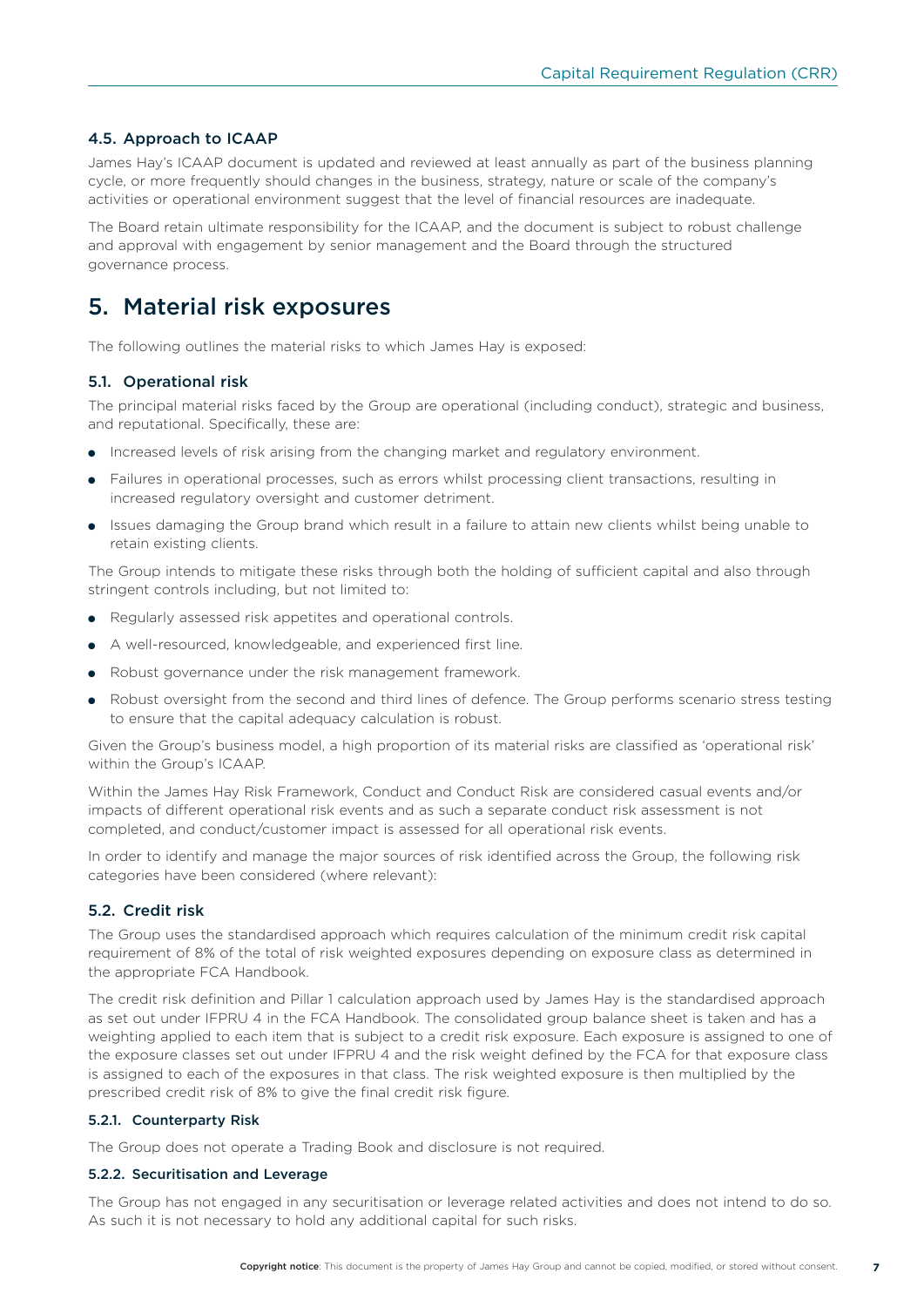### 4.5. Approach to ICAAP

James Hay's ICAAP document is updated and reviewed at least annually as part of the business planning cycle, or more frequently should changes in the business, strategy, nature or scale of the company's activities or operational environment suggest that the level of financial resources are inadequate.

The Board retain ultimate responsibility for the ICAAP, and the document is subject to robust challenge and approval with engagement by senior management and the Board through the structured governance process.

## 5. Material risk exposures

The following outlines the material risks to which James Hay is exposed:

### 5.1. Operational risk

The principal material risks faced by the Group are operational (including conduct), strategic and business, and reputational. Specifically, these are:

- Increased levels of risk arising from the changing market and regulatory environment.
- Failures in operational processes, such as errors whilst processing client transactions, resulting in increased regulatory oversight and customer detriment.
- Issues damaging the Group brand which result in a failure to attain new clients whilst being unable to retain existing clients.

The Group intends to mitigate these risks through both the holding of sufficient capital and also through stringent controls including, but not limited to:

- Regularly assessed risk appetites and operational controls.
- A well-resourced, knowledgeable, and experienced first line.
- Robust governance under the risk management framework.
- Robust oversight from the second and third lines of defence. The Group performs scenario stress testing to ensure that the capital adequacy calculation is robust.

Given the Group's business model, a high proportion of its material risks are classified as 'operational risk' within the Group's ICAAP.

Within the James Hay Risk Framework, Conduct and Conduct Risk are considered casual events and/or impacts of different operational risk events and as such a separate conduct risk assessment is not completed, and conduct/customer impact is assessed for all operational risk events.

In order to identify and manage the major sources of risk identified across the Group, the following risk categories have been considered (where relevant):

### 5.2. Credit risk

The Group uses the standardised approach which requires calculation of the minimum credit risk capital requirement of 8% of the total of risk weighted exposures depending on exposure class as determined in the appropriate FCA Handbook.

The credit risk definition and Pillar 1 calculation approach used by James Hay is the standardised approach as set out under IFPRU 4 in the FCA Handbook. The consolidated group balance sheet is taken and has a weighting applied to each item that is subject to a credit risk exposure. Each exposure is assigned to one of the exposure classes set out under IFPRU 4 and the risk weight defined by the FCA for that exposure class is assigned to each of the exposures in that class. The risk weighted exposure is then multiplied by the prescribed credit risk of 8% to give the final credit risk figure.

#### 5.2.1. Counterparty Risk

The Group does not operate a Trading Book and disclosure is not required.

#### 5.2.2. Securitisation and Leverage

The Group has not engaged in any securitisation or leverage related activities and does not intend to do so. As such it is not necessary to hold any additional capital for such risks.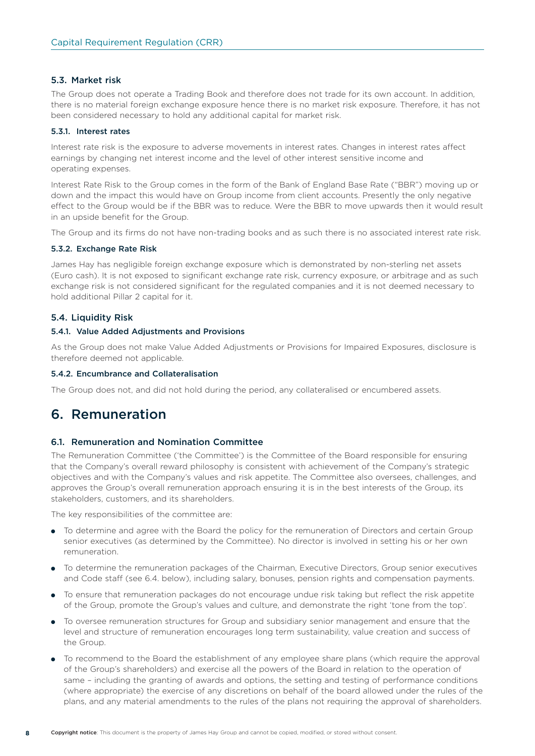### 5.3. Market risk

The Group does not operate a Trading Book and therefore does not trade for its own account. In addition, there is no material foreign exchange exposure hence there is no market risk exposure. Therefore, it has not been considered necessary to hold any additional capital for market risk.

#### 5.3.1. Interest rates

Interest rate risk is the exposure to adverse movements in interest rates. Changes in interest rates affect earnings by changing net interest income and the level of other interest sensitive income and operating expenses.

Interest Rate Risk to the Group comes in the form of the Bank of England Base Rate ("BBR") moving up or down and the impact this would have on Group income from client accounts. Presently the only negative effect to the Group would be if the BBR was to reduce. Were the BBR to move upwards then it would result in an upside benefit for the Group.

The Group and its firms do not have non-trading books and as such there is no associated interest rate risk.

#### 5.3.2. Exchange Rate Risk

James Hay has negligible foreign exchange exposure which is demonstrated by non-sterling net assets (Euro cash). It is not exposed to significant exchange rate risk, currency exposure, or arbitrage and as such exchange risk is not considered significant for the regulated companies and it is not deemed necessary to hold additional Pillar 2 capital for it.

### 5.4. Liquidity Risk

#### 5.4.1. Value Added Adjustments and Provisions

As the Group does not make Value Added Adjustments or Provisions for Impaired Exposures, disclosure is therefore deemed not applicable.

#### 5.4.2. Encumbrance and Collateralisation

The Group does not, and did not hold during the period, any collateralised or encumbered assets.

## 6. Remuneration

### 6.1. Remuneration and Nomination Committee

The Remuneration Committee ('the Committee') is the Committee of the Board responsible for ensuring that the Company's overall reward philosophy is consistent with achievement of the Company's strategic objectives and with the Company's values and risk appetite. The Committee also oversees, challenges, and approves the Group's overall remuneration approach ensuring it is in the best interests of the Group, its stakeholders, customers, and its shareholders.

The key responsibilities of the committee are:

- To determine and agree with the Board the policy for the remuneration of Directors and certain Group senior executives (as determined by the Committee). No director is involved in setting his or her own remuneration.
- To determine the remuneration packages of the Chairman, Executive Directors, Group senior executives and Code staff (see 6.4. below), including salary, bonuses, pension rights and compensation payments.
- To ensure that remuneration packages do not encourage undue risk taking but reflect the risk appetite of the Group, promote the Group's values and culture, and demonstrate the right 'tone from the top'.
- To oversee remuneration structures for Group and subsidiary senior management and ensure that the level and structure of remuneration encourages long term sustainability, value creation and success of the Group.
- To recommend to the Board the establishment of any employee share plans (which require the approval of the Group's shareholders) and exercise all the powers of the Board in relation to the operation of same – including the granting of awards and options, the setting and testing of performance conditions (where appropriate) the exercise of any discretions on behalf of the board allowed under the rules of the plans, and any material amendments to the rules of the plans not requiring the approval of shareholders.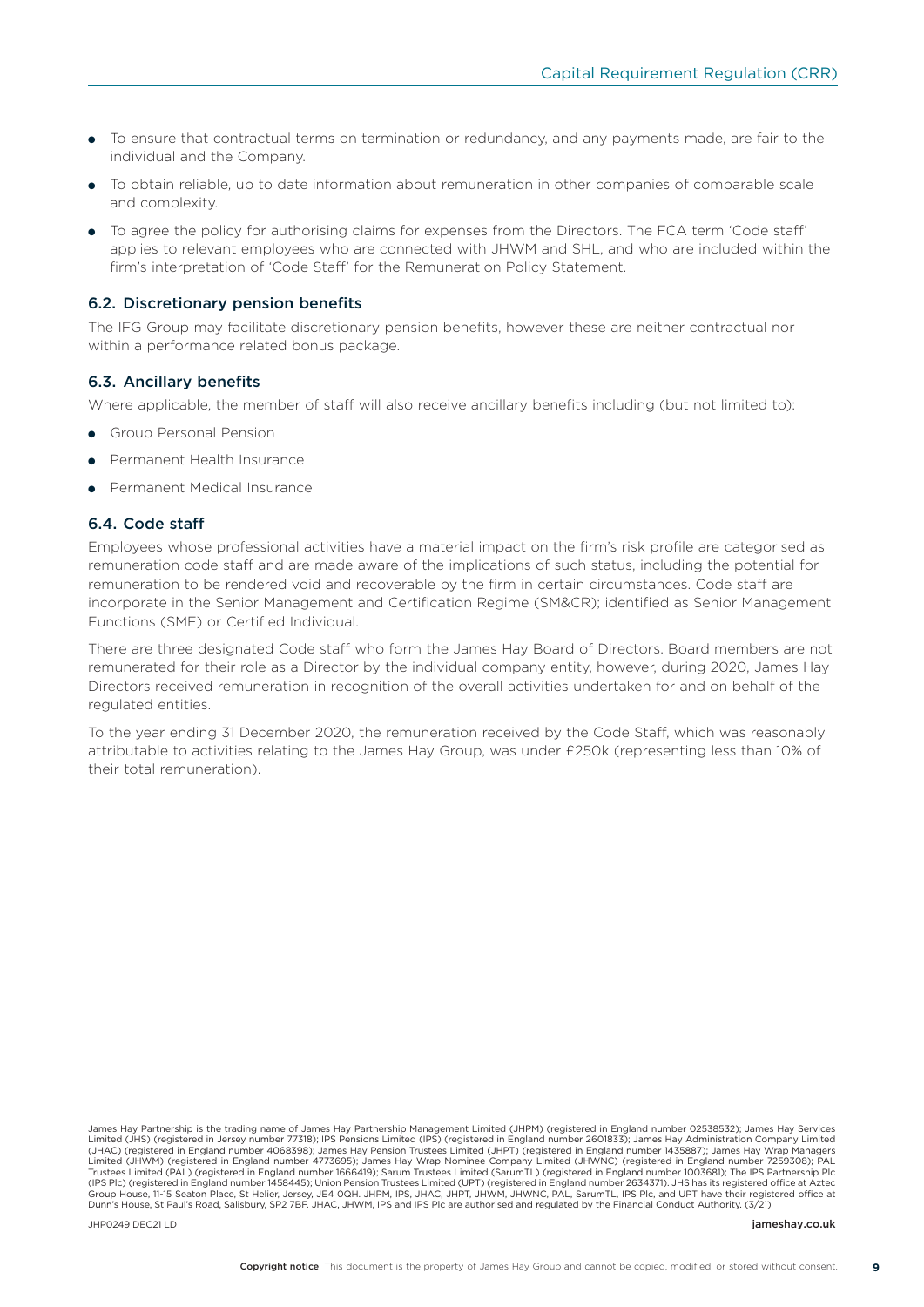- To ensure that contractual terms on termination or redundancy, and any payments made, are fair to the individual and the Company.
- To obtain reliable, up to date information about remuneration in other companies of comparable scale and complexity.
- To agree the policy for authorising claims for expenses from the Directors. The FCA term 'Code staff' applies to relevant employees who are connected with JHWM and SHL, and who are included within the firm's interpretation of 'Code Staff' for the Remuneration Policy Statement.

### 6.2. Discretionary pension benefits

The IFG Group may facilitate discretionary pension benefits, however these are neither contractual nor within a performance related bonus package.

### 6.3. Ancillary benefits

Where applicable, the member of staff will also receive ancillary benefits including (but not limited to):

- Group Personal Pension
- Permanent Health Insurance
- Permanent Medical Insurance

### 6.4. Code staff

Employees whose professional activities have a material impact on the firm's risk profile are categorised as remuneration code staff and are made aware of the implications of such status, including the potential for remuneration to be rendered void and recoverable by the firm in certain circumstances. Code staff are incorporate in the Senior Management and Certification Regime (SM&CR); identified as Senior Management Functions (SMF) or Certified Individual.

There are three designated Code staff who form the James Hay Board of Directors. Board members are not remunerated for their role as a Director by the individual company entity, however, during 2020, James Hay Directors received remuneration in recognition of the overall activities undertaken for and on behalf of the regulated entities.

To the year ending 31 December 2020, the remuneration received by the Code Staff, which was reasonably attributable to activities relating to the James Hay Group, was under £250k (representing less than 10% of their total remuneration).

James Hay Partnership is the trading name of James Hay Partnership Management Limited (JHPM) (registered in England number 02538532); James Hay Services Limited (JHS) (registered in Jersey number 77318); IPS Pensions Limited (IPS) (registered in England number 2601833); James Hay Administration Company Limited (JHAC) (registered in England number 4068398); James Hay Pension Trustees Limited (JHPT) (registered in England number 1435887); James Hay Wrap Managers Limited (JHWM) (registered in England number 4773695); James Hay Wrap Nominee Company Limited (JHWNC) (registered in England number 7259308); PAL Trustees Limited (PAL) (registered in England number 1666419); Sarum Trustees Limited (SarumTL) (registered in England number 1003681); The IPS Partnership Plc (IPS Plc) (registered in England number 1458445); Union Pension Trustees Limited (UPT) (registered in England number 2634371). JHS has its registered office at Aztec Group House, 11-15 Seaton Place, St Helier, Jersey, JE4 0QH. JHPM, IPS, JHAC, JHPT, JHWM, JHWNC, PAL, SarumTL, IPS Plc, and UPT have their registered office at Dunn's House, St Paul's Road, Salisbury, SP2 7BF. JHAC, JHWM, IPS and IPS Plc are authorised and regulated by the Financial Conduct Authority. (3/21)

JHP0249 DEC21 LD

**jameshay.co.uk**

**Copyright notice**: This document is the property of James Hay Group and cannot be copied, modified, or stored without consent.